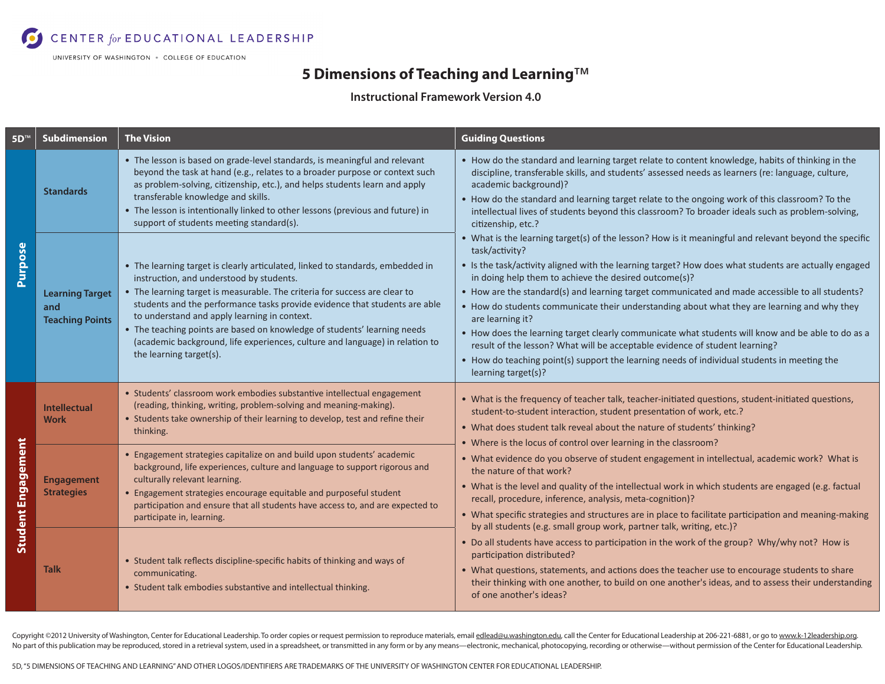CENTER *for* EDUCATIONAL LEADERSHIP

UNIVERSITY OF WASHINGTON • COLLEGE OF EDUCATION

# 5 Dimensions of Teaching and Learning™

## Instructional Framework Version 4.0

| 5D™ | Subdimension | The Vision | Guiding Questions |
|---|---|---|---|
| Purpose | Standards | • The lesson is based on grade-level standards, is meaningful and relevant beyond the task at hand (e.g., relates to a broader purpose or context such as problem-solving, citizenship, etc.), and helps students learn and apply transferable knowledge and skills.<br>• The lesson is intentionally linked to other lessons (previous and future) in support of students meeting standard(s). | • How do the standard and learning target relate to content knowledge, habits of thinking in the discipline, transferable skills, and students' assessed needs as learners (re: language, culture, academic background)?<br>• How do the standard and learning target relate to the ongoing work of this classroom? To the intellectual lives of students beyond this classroom? To broader ideals such as problem-solving, citizenship, etc.?<br>• What is the learning target(s) of the lesson? How is it meaningful and relevant beyond the specific task/activity?<br>• Is the task/activity aligned with the learning target? How does what students are actually engaged in doing help them to achieve the desired outcome(s)?<br>• How are the standard(s) and learning target communicated and made accessible to all students?<br>• How do students communicate their understanding about what they are learning and why they are learning it?<br>• How does the learning target clearly communicate what students will know and be able to do as a result of the lesson? What will be acceptable evidence of student learning?<br>• How do teaching point(s) support the learning needs of individual students in meeting the learning target(s)? |
| | Learning Target and Teaching Points | • The learning target is clearly articulated, linked to standards, embedded in instruction, and understood by students.<br>• The learning target is measurable. The criteria for success are clear to students and the performance tasks provide evidence that students are able to understand and apply learning in context.<br>• The teaching points are based on knowledge of students' learning needs (academic background, life experiences, culture and language) in relation to the learning target(s). | |
| Student Engagement | Intellectual Work | • Students' classroom work embodies substantive intellectual engagement (reading, thinking, writing, problem-solving and meaning-making).<br>• Students take ownership of their learning to develop, test and refine their thinking. | • What is the frequency of teacher talk, teacher-initiated questions, student-initiated questions, student-to-student interaction, student presentation of work, etc.?<br>• What does student talk reveal about the nature of students' thinking?<br>• Where is the locus of control over learning in the classroom?<br>• What evidence do you observe of student engagement in intellectual, academic work? What is the nature of that work?<br>• What is the level and quality of the intellectual work in which students are engaged (e.g. factual recall, procedure, inference, analysis, meta-cognition)?<br>• What specific strategies and structures are in place to facilitate participation and meaning-making by all students (e.g. small group work, partner talk, writing, etc.)?<br>• Do all students have access to participation in the work of the group? Why/why not? How is participation distributed?<br>• What questions, statements, and actions does the teacher use to encourage students to share their thinking with one another, to build on one another's ideas, and to assess their understanding of one another's ideas? |
| | Engagement Strategies | • Engagement strategies capitalize on and build upon students' academic background, life experiences, culture and language to support rigorous and culturally relevant learning.<br>• Engagement strategies encourage equitable and purposeful student participation and ensure that all students have access to, and are expected to participate in, learning. | |
| | Talk | • Student talk reflects discipline-specific habits of thinking and ways of communicating.<br>• Student talk embodies substantive and intellectual thinking. | |

Copyright ©2012 University of Washington, Center for Educational Leadership. To order copies or request permission to reproduce materials, email edlead@u.washington.edu, call the Center for Educational Leadership at 206-221-6881, or go to www.k-12leadership.org. No part of this publication may be reproduced, stored in a retrieval system, used in a spreadsheet, or transmitted in any form or by any means—electronic, mechanical, photocopying, recording or otherwise—without permission of the Center for Educational Leadership.

5D, "5 DIMENSIONS OF TEACHING AND LEARNING" AND OTHER LOGOS/IDENTIFIERS ARE TRADEMARKS OF THE UNIVERSITY OF WASHINGTON CENTER FOR EDUCATIONAL LEADERSHIP.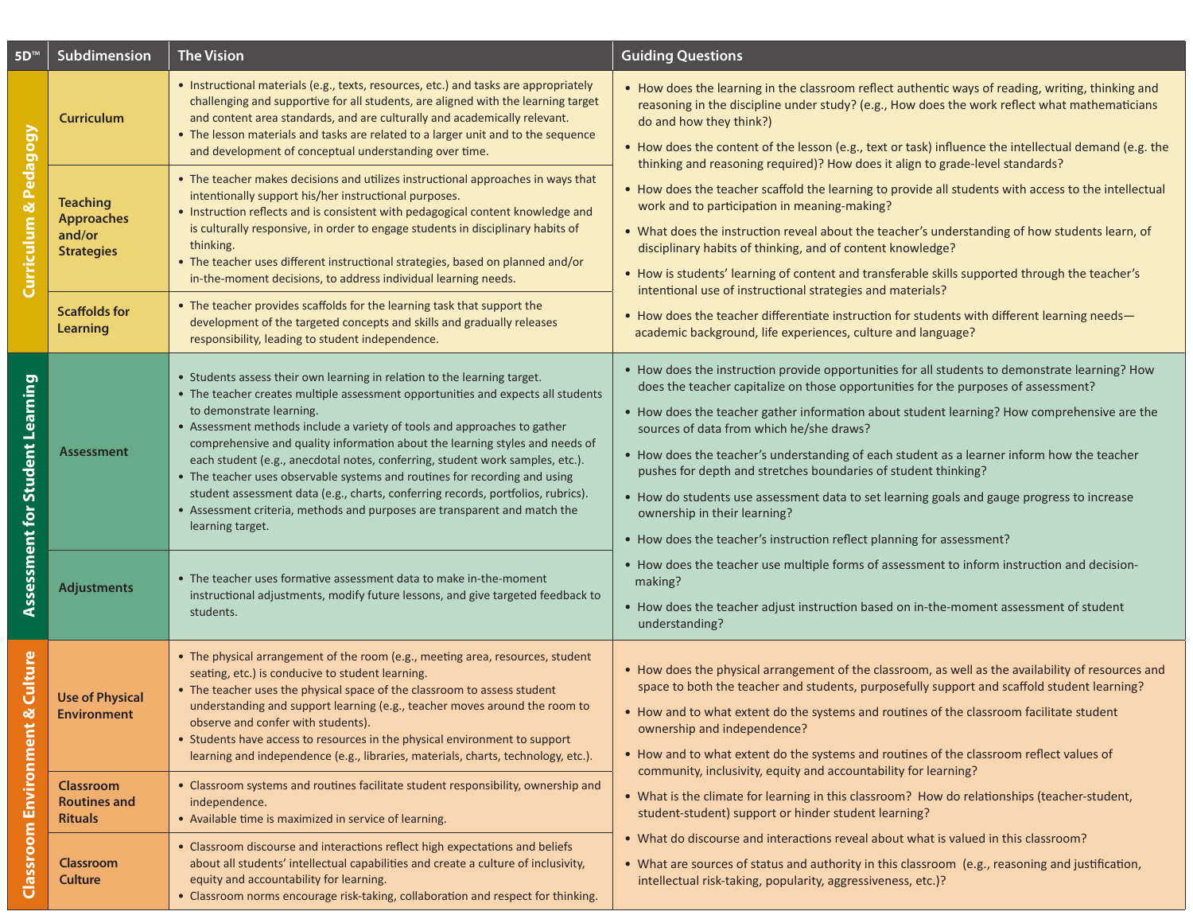| 5D™ | Subdimension | The Vision | Guiding Questions |
|---|---|---|---|
| Curriculum & Pedagogy | Curriculum | • Instructional materials (e.g., texts, resources, etc.) and tasks are appropriately challenging and supportive for all students, are aligned with the learning target and content area standards, and are culturally and academically relevant.<br>• The lesson materials and tasks are related to a larger unit and to the sequence and development of conceptual understanding over time. | • How does the learning in the classroom reflect authentic ways of reading, writing, thinking and reasoning in the discipline under study? (e.g., How does the work reflect what mathematicians do and how they think?)<br>• How does the content of the lesson (e.g., text or task) influence the intellectual demand (e.g. the thinking and reasoning required)? How does it align to grade-level standards?<br>• How does the teacher scaffold the learning to provide all students with access to the intellectual work and to participation in meaning-making?<br>• What does the instruction reveal about the teacher's understanding of how students learn, of disciplinary habits of thinking, and of content knowledge?<br>• How is students' learning of content and transferable skills supported through the teacher's intentional use of instructional strategies and materials?<br>• How does the teacher differentiate instruction for students with different learning needs—academic background, life experiences, culture and language? |
| | Teaching Approaches and/or Strategies | • The teacher makes decisions and utilizes instructional approaches in ways that intentionally support his/her instructional purposes.<br>• Instruction reflects and is consistent with pedagogical content knowledge and is culturally responsive, in order to engage students in disciplinary habits of thinking.<br>• The teacher uses different instructional strategies, based on planned and/or in-the-moment decisions, to address individual learning needs. | |
| | Scaffolds for Learning | • The teacher provides scaffolds for the learning task that support the development of the targeted concepts and skills and gradually releases responsibility, leading to student independence. | |
| Assessment for Student Learning | Assessment | • Students assess their own learning in relation to the learning target.<br>• The teacher creates multiple assessment opportunities and expects all students to demonstrate learning.<br>• Assessment methods include a variety of tools and approaches to gather comprehensive and quality information about the learning styles and needs of each student (e.g., anecdotal notes, conferring, student work samples, etc.).<br>• The teacher uses observable systems and routines for recording and using student assessment data (e.g., charts, conferring records, portfolios, rubrics).<br>• Assessment criteria, methods and purposes are transparent and match the learning target. | • How does the instruction provide opportunities for all students to demonstrate learning? How does the teacher capitalize on those opportunities for the purposes of assessment?<br>• How does the teacher gather information about student learning? How comprehensive are the sources of data from which he/she draws?<br>• How does the teacher's understanding of each student as a learner inform how the teacher pushes for depth and stretches boundaries of student thinking?<br>• How do students use assessment data to set learning goals and gauge progress to increase ownership in their learning?<br>• How does the teacher's instruction reflect planning for assessment?<br>• How does the teacher use multiple forms of assessment to inform instruction and decision-making?<br>• How does the teacher adjust instruction based on in-the-moment assessment of student understanding? |
| | Adjustments | • The teacher uses formative assessment data to make in-the-moment instructional adjustments, modify future lessons, and give targeted feedback to students. | |
| Classroom Environment & Culture | Use of Physical Environment | • The physical arrangement of the room (e.g., meeting area, resources, student seating, etc.) is conducive to student learning.<br>• The teacher uses the physical space of the classroom to assess student understanding and support learning (e.g., teacher moves around the room to observe and confer with students).<br>• Students have access to resources in the physical environment to support learning and independence (e.g., libraries, materials, charts, technology, etc.). | • How does the physical arrangement of the classroom, as well as the availability of resources and space to both the teacher and students, purposefully support and scaffold student learning?<br>• How and to what extent do the systems and routines of the classroom facilitate student ownership and independence?<br>• How and to what extent do the systems and routines of the classroom reflect values of community, inclusivity, equity and accountability for learning?<br>• What is the climate for learning in this classroom? How do relationships (teacher-student, student-student) support or hinder student learning?<br>• What do discourse and interactions reveal about what is valued in this classroom?<br>• What are sources of status and authority in this classroom (e.g., reasoning and justification, intellectual risk-taking, popularity, aggressiveness, etc.)? |
| | Classroom Routines and Rituals | • Classroom systems and routines facilitate student responsibility, ownership and independence.<br>• Available time is maximized in service of learning. | |
| | Classroom Culture | • Classroom discourse and interactions reflect high expectations and beliefs about all students' intellectual capabilities and create a culture of inclusivity, equity and accountability for learning.<br>• Classroom norms encourage risk-taking, collaboration and respect for thinking. | |